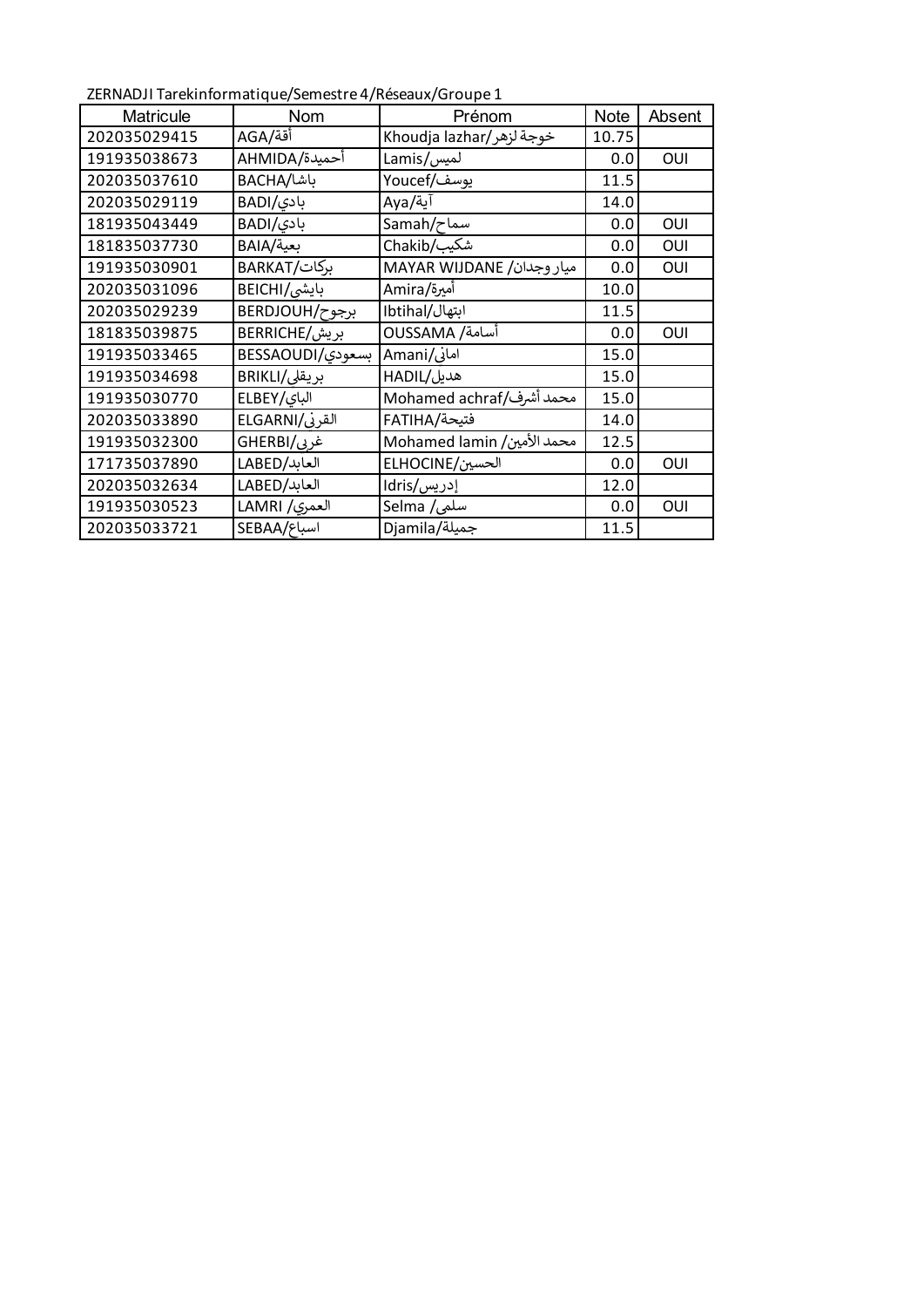ZERNADJI Tarekinformatique/Semestre 4/Réseaux/Groupe 1

| Matricule | Nom | Prénom | Note | Absent |
|---|---|---|---|---|
| 202035029415 | AGA/أقة | Khoudja lazhar/خوجة لزهر | 10.75 | |
| 191935038673 | AHMIDA/أحميدة | Lamis/لميس | 0.0 | OUI |
| 202035037610 | BACHA/باشا | Youcef/يوسف | 11.5 | |
| 202035029119 | BADI/بادي | Aya/آية | 14.0 | |
| 181935043449 | BADI/بادي | Samah/سماح | 0.0 | OUI |
| 181835037730 | BAIA/بعية | Chakib/شكيب | 0.0 | OUI |
| 191935030901 | BARKAT/بركات | MAYAR WIJDANE /ميار وجدان | 0.0 | OUI |
| 202035031096 | BEICHI/بايشى | Amira/أميرة | 10.0 | |
| 202035029239 | BERDJOUH/برجوح | Ibtihal/ابتهال | 11.5 | |
| 181835039875 | BERRICHE/بريش | OUSSAMA /أسامة | 0.0 | OUI |
| 191935033465 | BESSAOUDI/بسعودي | Amani/امانى | 15.0 | |
| 191935034698 | BRIKLI/بريقلى | HADIL/هديل | 15.0 | |
| 191935030770 | ELBEY/الباي | Mohamed achraf/محمد أشرف | 15.0 | |
| 202035033890 | ELGARNI/القرنى | FATIHA/فتيحة | 14.0 | |
| 191935032300 | GHERBI/غربى | Mohamed lamin /محمد الأمين | 12.5 | |
| 171735037890 | LABED/العابد | ELHOCINE/الحسين | 0.0 | OUI |
| 202035032634 | LABED/العابد | Idris/إدريس | 12.0 | |
| 191935030523 | LAMRI /العمري | Selma /سلمى | 0.0 | OUI |
| 202035033721 | SEBAA/اسباع | Djamila/جميلة | 11.5 | |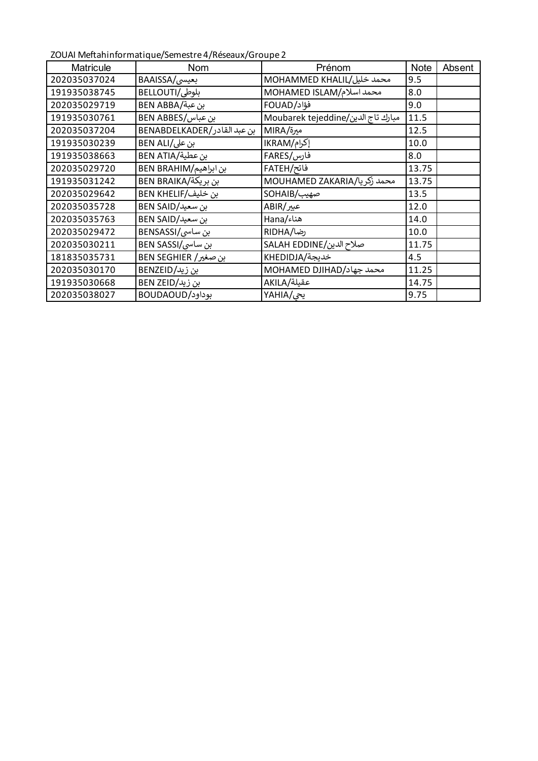ZOUAI Meftahinformatique/Semestre 4/Réseaux/Groupe 2

| Matricule | Nom | Prénom | Note | Absent |
|---|---|---|---|---|
| 202035037024 | BAAISSA/بعيسى | MOHAMMED KHALIL/محمد خليل | 9.5 | |
| 191935038745 | BELLOUTI/بلوطي | MOHAMED ISLAM/محمد اسلام | 8.0 | |
| 202035029719 | BEN ABBA/بن عبة | FOUAD/فؤاد | 9.0 | |
| 191935030761 | BEN ABBES/بن عباس | Moubarek tejeddine/مبارك تاج الدين | 11.5 | |
| 202035037204 | BENABDELKADER/بن عبد القادر | MIRA/ميرة | 12.5 | |
| 191935030239 | BEN ALI/بن على | IKRAM/إكرام | 10.0 | |
| 191935038663 | BEN ATIA/بن عطية | FARES/فارس | 8.0 | |
| 202035029720 | BEN BRAHIM/بن ابراهيم | FATEH/فاتح | 13.75 | |
| 191935031242 | BEN BRAIKA/بن بريكة | MOUHAMED ZAKARIA/محمد زكريا | 13.75 | |
| 202035029642 | BEN KHELIF/بن خليف | SOHAIB/صهيب | 13.5 | |
| 202035035728 | BEN SAID/بن سعيد | ABIR/عبير | 12.0 | |
| 202035035763 | BEN SAID/بن سعيد | Hana/هناء | 14.0 | |
| 202035029472 | BENSASSI/بن ساسي | RIDHA/رضا | 10.0 | |
| 202035030211 | BEN SASSI/بن ساسي | SALAH EDDINE/صلاح الدين | 11.75 | |
| 181835035731 | BEN SEGHIER /بن صغير | KHEDIDJA/خديجة | 4.5 | |
| 202035030170 | BENZEID/بن زيد | MOHAMED DJIHAD/محمد جهاد | 11.25 | |
| 191935030668 | BEN ZEID/بن زيد | AKILA/عقيلة | 14.75 | |
| 202035038027 | BOUDAOUD/بوداود | YAHIA/يحي | 9.75 | |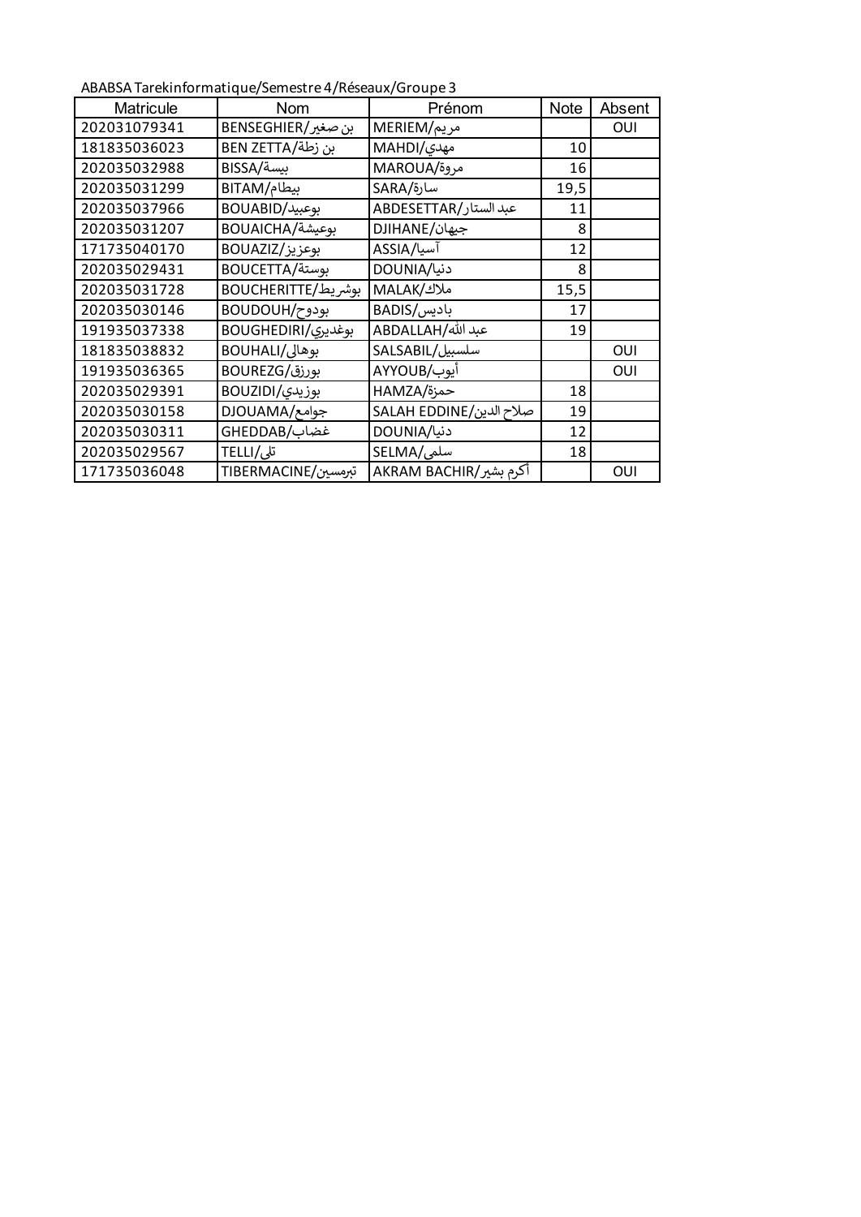ABABSA Tarekinformatique/Semestre 4/Réseaux/Groupe 3

| Matricule | Nom | Prénom | Note | Absent |
|---|---|---|---|---|
| 202031079341 | BENSEGHIER/بن صغير | MERIEM/مريم | | OUI |
| 181835036023 | BEN ZETTA/بن زطة | MAHDI/مهدي | 10 | |
| 202035032988 | BISSA/بيسة | MAROUA/مروة | 16 | |
| 202035031299 | BITAM/بيطام | SARA/سارة | 19,5 | |
| 202035037966 | BOUABID/بوعبيد | ABDESETTAR/عبد الستار | 11 | |
| 202035031207 | BOUAICHA/بوعيشة | DJIHANE/جيهان | 8 | |
| 171735040170 | BOUAZIZ/بوعزيز | ASSIA/آسيا | 12 | |
| 202035029431 | BOUCETTA/بوستة | DOUNIA/دنيا | 8 | |
| 202035031728 | BOUCHERITTE/بوشريط | MALAK/ملاك | 15,5 | |
| 202035030146 | BOUDOUH/بودوح | BADIS/باديس | 17 | |
| 191935037338 | BOUGHEDIRI/بوغديري | ABDALLAH/عبد الله | 19 | |
| 181835038832 | BOUHALI/بوهالي | SALSABIL/سلسبيل | | OUI |
| 191935036365 | BOUREZG/بورزق | AYYOUB/أيوب | | OUI |
| 202035029391 | BOUZIDI/بوزيدي | HAMZA/حمزة | 18 | |
| 202035030158 | DJOUAMA/جوامع | SALAH EDDINE/صلاح الدين | 19 | |
| 202035030311 | GHEDDAB/غضاب | DOUNIA/دنيا | 12 | |
| 202035029567 | TELLI/تلي | SELMA/سلمى | 18 | |
| 171735036048 | TIBERMACINE/تبرمسين | AKRAM BACHIR/أكرم بشير | | OUI |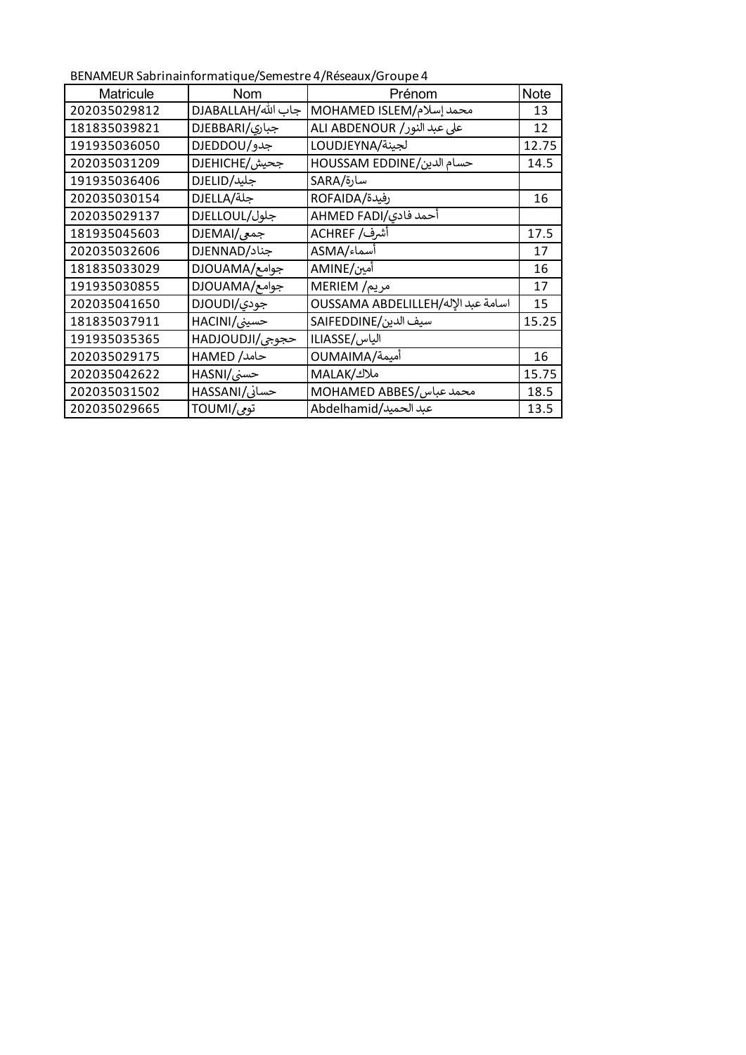BENAMEUR Sabrinainformatique/Semestre 4/Réseaux/Groupe 4

| Matricule | Nom | Prénom | Note |
|---|---|---|---|
| 202035029812 | DJABALLAH/جاب الله | MOHAMED ISLEM/محمد إسلام | 13 |
| 181835039821 | DJEBBARI/جباري | ALI ABDENOUR /علي عبد النور | 12 |
| 191935036050 | DJEDDOU/جدو | LOUDJEYNA/لجينة | 12.75 |
| 202035031209 | DJEHICHE/جحيش | HOUSSAM EDDINE/حسام الدين | 14.5 |
| 191935036406 | DJELID/جليد | SARA/سارة | |
| 202035030154 | DJELLA/جلة | ROFAIDA/رفيدة | 16 |
| 202035029137 | DJELLOUL/جلول | AHMED FADI/أحمد فادي | |
| 181935045603 | DJEMAI/جمعي | ACHREF /أشرف | 17.5 |
| 202035032606 | DJENNAD/جناد | ASMA/أسماء | 17 |
| 181835033029 | DJOUAMA/جوامع | AMINE/أمين | 16 |
| 191935030855 | DJOUAMA/جوامع | MERIEM /مريم | 17 |
| 202035041650 | DJOUDI/جودي | OUSSAMA ABDELILLEH/اسامة عبد الإله | 15 |
| 181835037911 | HACINI/حسيني | SAIFEDDINE/سيف الدين | 15.25 |
| 191935035365 | HADJOUDJI/حجوجي | ILIASSE/الياس | |
| 202035029175 | HAMED /حامد | OUMAIMA/أميمة | 16 |
| 202035042622 | HASNI/حسني | MALAK/ملاك | 15.75 |
| 202035031502 | HASSANI/حساني | MOHAMED ABBES/محمد عباس | 18.5 |
| 202035029665 | TOUMI/تومي | Abdelhamid/عبد الحميد | 13.5 |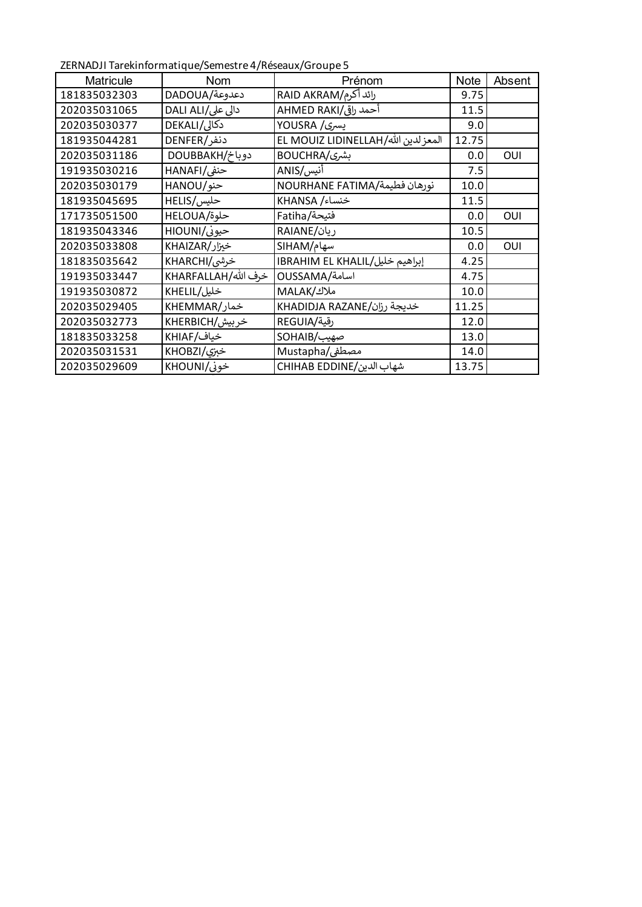ZERNADJI Tarekinformatique/Semestre 4/Réseaux/Groupe 5

| Matricule | Nom | Prénom | Note | Absent |
|---|---|---|---|---|
| 181835032303 | DADOUA/دعدوعة | RAID AKRAM/رائد أكرم | 9.75 | |
| 202035031065 | DALI ALI/دالي علي | AHMED RAKI/أحمد راقي | 11.5 | |
| 202035030377 | DEKALI/دكالي | YOUSRA /يسرى | 9.0 | |
| 181935044281 | DENFER/دنفر | EL MOUIZ LIDINELLAH/المعزلدين الله | 12.75 | |
| 202035031186 | DOUBBAKH/دوباخ | BOUCHRA/بشرى | 0.0 | OUI |
| 191935030216 | HANAFI/حنفي | ANIS/أنيس | 7.5 | |
| 202035030179 | HANOU/حنو | NOURHANE FATIMA/نورهان فطيمة | 10.0 | |
| 181935045695 | HELIS/حليس | KHANSA /خنساء | 11.5 | |
| 171735051500 | HELOUA/حلوة | Fatiha/فتيحة | 0.0 | OUI |
| 181935043346 | HIOUNI/حيوني | RAIANE/ريان | 10.5 | |
| 202035033808 | KHAIZAR/خيزار | SIHAM/سهام | 0.0 | OUI |
| 181835035642 | KHARCHI/خرشي | IBRAHIM EL KHALIL/إبراهيم خليل | 4.25 | |
| 191935033447 | KHARFALLAH/خرف الله | OUSSAMA/اسامة | 4.75 | |
| 191935030872 | KHELIL/خليل | MALAK/ملاك | 10.0 | |
| 202035029405 | KHEMMAR/خمار | KHADIDJA RAZANE/خديجة رزان | 11.25 | |
| 202035032773 | KHERBICH/خربيش | REGUIA/رقية | 12.0 | |
| 181835033258 | KHIAF/خياف | SOHAIB/صهيب | 13.0 | |
| 202035031531 | KHOBZI/خبزي | Mustapha/مصطفى | 14.0 | |
| 202035029609 | KHOUNI/خوني | CHIHAB EDDINE/شهاب الدين | 13.75 | |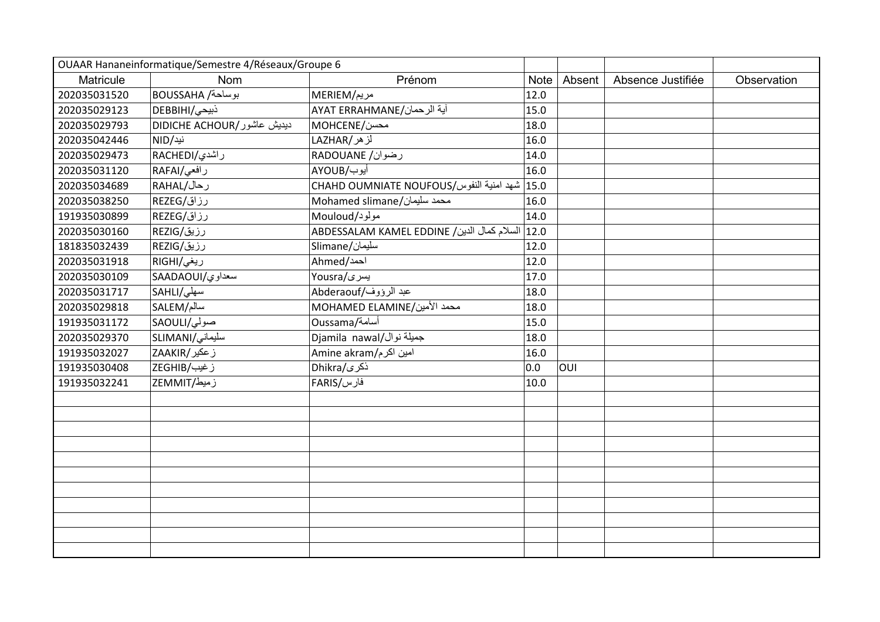| OUAAR Hananeinformatique/Semestre 4/Réseaux/Groupe 6 | | | | | | |
|---|---|---|---|---|---|---|
| Matricule | Nom | Prénom | Note | Absent | Absence Justifiée | Observation |
| 202035031520 | BOUSSAHA /بوساحة | MERIEM/مريم | 12.0 | | | |
| 202035029123 | DEBBIHI/ذبيحي | AYAT ERRAHMANE/آية الرحمان | 15.0 | | | |
| 202035029793 | DIDICHE ACHOUR/ديديش عاشور | MOHCENE/محسن | 18.0 | | | |
| 202035042446 | NID/نيد | LAZHAR/لزهر | 16.0 | | | |
| 202035029473 | RACHEDI/راشدي | RADOUANE /رضوان | 14.0 | | | |
| 202035031120 | RAFAI/رافعي | AYOUB/أيوب | 16.0 | | | |
| 202035034689 | RAHAL/رحال | CHAHD OUMNIATE NOUFOUS/شهد امنية النفوس | 15.0 | | | |
| 202035038250 | REZEG/رزاق | Mohamed slimane/محمد سليمان | 16.0 | | | |
| 191935030899 | REZEG/رزاق | Mouloud/مولود | 14.0 | | | |
| 202035030160 | REZIG/رزيق | ABDESSALAM KAMEL EDDINE /السلام كمال الدين | 12.0 | | | |
| 181835032439 | REZIG/رزيق | Slimane/سليمان | 12.0 | | | |
| 202035031918 | RIGHI/ريغي | Ahmed/احمد | 12.0 | | | |
| 202035030109 | SAADAOUI/سعداوي | Yousra/يسرى | 17.0 | | | |
| 202035031717 | SAHLI/سهلي | Abderaouf/عبد الرؤوف | 18.0 | | | |
| 202035029818 | SALEM/سالم | MOHAMED ELAMINE/محمد الأمين | 18.0 | | | |
| 191935031172 | SAOULI/صولي | Oussama/أسامة | 15.0 | | | |
| 202035029370 | SLIMANI/سليماني | Djamila nawal/جميلة نوال | 18.0 | | | |
| 191935032027 | ZAAKIR/زعكير | Amine akram/امين اكرم | 16.0 | | | |
| 191935030408 | ZEGHIB/زغيب | Dhikra/ذكرى | 0.0 | OUI | | |
| 191935032241 | ZEMMIT/زميط | FARIS/فارس | 10.0 | | | |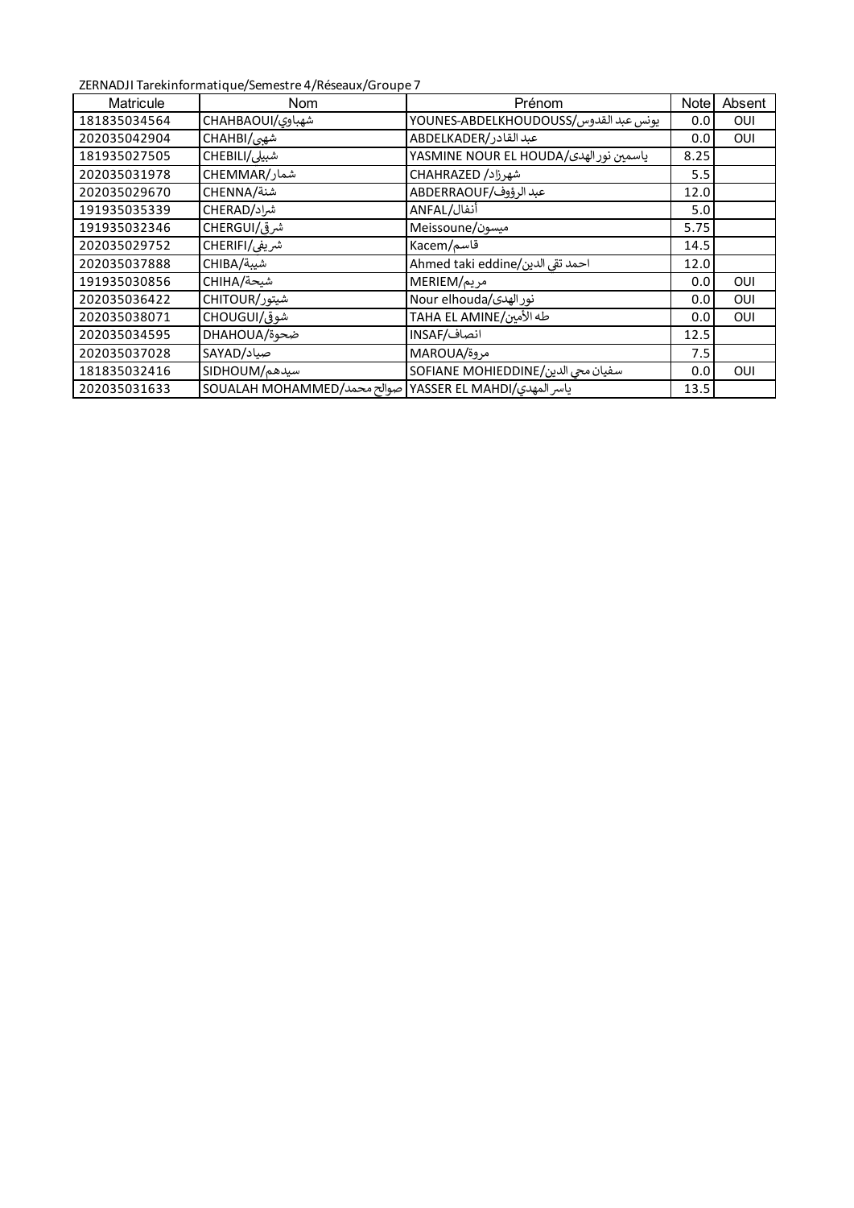ZERNADJI Tarekinformatique/Semestre 4/Réseaux/Groupe 7

| Matricule | Nom | Prénom | Note | Absent |
|---|---|---|---|---|
| 181835034564 | CHAHBAOUI/شهباوي | YOUNES-ABDELKHOUDOUSS/يونس عبد القدوس | 0.0 | OUI |
| 202035042904 | CHAHBI/شهبى | ABDELKADER/عبد القادر | 0.0 | OUI |
| 181935027505 | CHEBILI/شبيلى | YASMINE NOUR EL HOUDA/ياسمين نور الهدى | 8.25 | |
| 202035031978 | CHEMMAR/شمار | CHAHRAZED /شهرزاد | 5.5 | |
| 202035029670 | CHENNA/شنة | ABDERRAOUF/عبد الرؤوف | 12.0 | |
| 191935035339 | CHERAD/شراد | ANFAL/أنفال | 5.0 | |
| 191935032346 | CHERGUI/شرقي | Meissoune/ميسون | 5.75 | |
| 202035029752 | CHERIFI/شريفى | Kacem/قاسم | 14.5 | |
| 202035037888 | CHIBA/شيبة | Ahmed taki eddine/احمد تقى الدين | 12.0 | |
| 191935030856 | CHIHA/شيحة | MERIEM/مريم | 0.0 | OUI |
| 202035036422 | CHITOUR/شيتور | Nour elhouda/نور الهدى | 0.0 | OUI |
| 202035038071 | CHOUGUI/شوقي | TAHA EL AMINE/طه الأمين | 0.0 | OUI |
| 202035034595 | DHAHOUA/ضحوة | INSAF/انصاف | 12.5 | |
| 202035037028 | SAYAD/صياد | MAROUA/مروة | 7.5 | |
| 181835032416 | SIDHOUM/سيدهم | SOFIANE MOHIEDDINE/سفيان محي الدين | 0.0 | OUI |
| 202035031633 | SOUALAH MOHAMMED/صوالح محمد | YASSER EL MAHDI/ياسر المهدي | 13.5 | |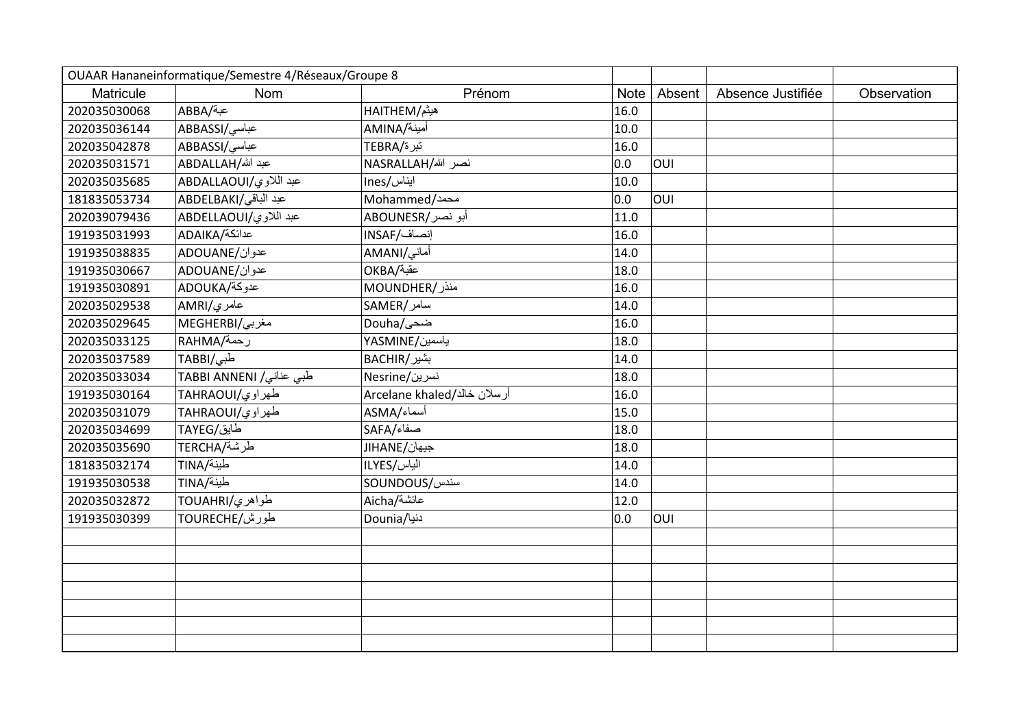| OUAAR Hananeinformatique/Semestre 4/Réseaux/Groupe 8 | | | | | | |
|---|---|---|---|---|---|---|
| Matricule | Nom | Prénom | Note | Absent | Absence Justifiée | Observation |
| 202035030068 | ABBA/عبة | HAITHEM/هيثم | 16.0 | | | |
| 202035036144 | ABBASSI/عباسي | AMINA/أمينة | 10.0 | | | |
| 202035042878 | ABBASSI/عباسي | TEBRA/تبرة | 16.0 | | | |
| 202035031571 | ABDALLAH/عبد الله | NASRALLAH/نصر الله | 0.0 | OUI | | |
| 202035035685 | ABDALLAOUI/عبد اللاوي | Ines/ايناس | 10.0 | | | |
| 181835053734 | ABDELBAKI/عبد الباقي | Mohammed/محمد | 0.0 | OUI | | |
| 202039079436 | ABDELLAOUI/عبد اللاوي | ABOUNESR/أبو نصر | 11.0 | | | |
| 191935031993 | ADAIKA/عدائكة | INSAF/إنصاف | 16.0 | | | |
| 191935038835 | ADOUANE/عدوان | AMANI/أماني | 14.0 | | | |
| 191935030667 | ADOUANE/عدوان | OKBA/عقبة | 18.0 | | | |
| 191935030891 | ADOUKA/عدوكة | MOUNDHER/منذر | 16.0 | | | |
| 202035029538 | AMRI/عامري | SAMER/سامر | 14.0 | | | |
| 202035029645 | MEGHERBI/مغربي | Douha/ضحى | 16.0 | | | |
| 202035033125 | RAHMA/رحمة | YASMINE/ياسمين | 18.0 | | | |
| 202035037589 | TABBI/طبي | BACHIR/بشير | 14.0 | | | |
| 202035033034 | TABBI ANNENI /طبي عناني | Nesrine/نسرين | 18.0 | | | |
| 191935030164 | TAHRAOUI/طهراوي | Arcelane khaled/أرسلان خالد | 16.0 | | | |
| 202035031079 | TAHRAOUI/طهراوي | ASMA/أسماء | 15.0 | | | |
| 202035034699 | TAYEG/طايق | SAFA/صفاء | 18.0 | | | |
| 202035035690 | TERCHA/طرشة | JIHANE/جيهان | 18.0 | | | |
| 181835032174 | TINA/طينة | ILYES/الياس | 14.0 | | | |
| 191935030538 | TINA/طينة | SOUNDOUS/سندس | 14.0 | | | |
| 202035032872 | TOUAHRI/طواهري | Aicha/عائشة | 12.0 | | | |
| 191935030399 | TOURECHE/طورش | Dounia/دنيا | 0.0 | OUI | | |
| | | | | | | |
| | | | | | | |
| | | | | | | |
| | | | | | | |
| | | | | | | |
| | | | | | | |
| | | | | | | |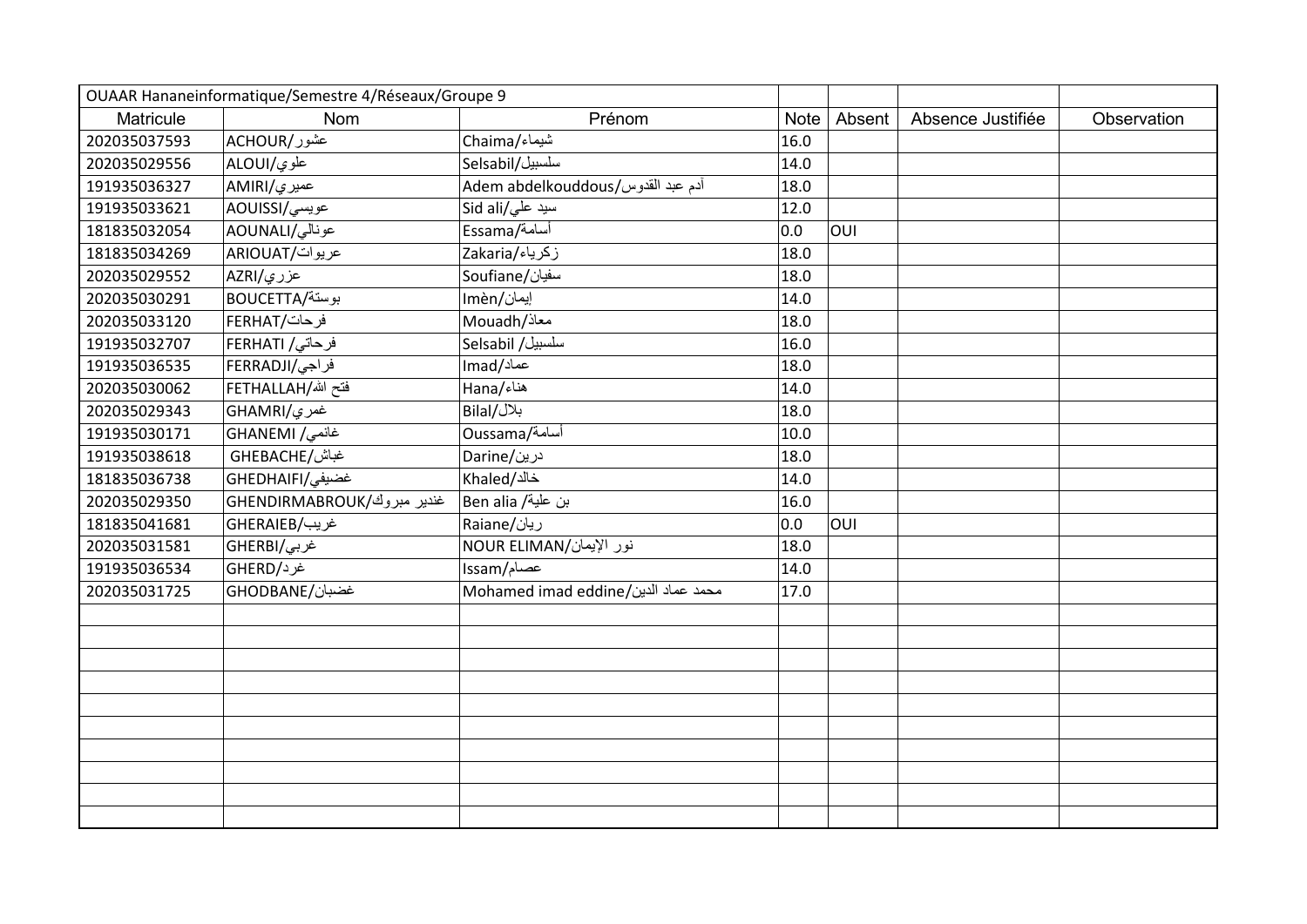| OUAAR Hananeinformatique/Semestre 4/Réseaux/Groupe 9 | | | | | | |
|---|---|---|---|---|---|---|
| Matricule | Nom | Prénom | Note | Absent | Absence Justifiée | Observation |
| 202035037593 | ACHOUR/عشور | Chaima/شيماء | 16.0 | | | |
| 202035029556 | ALOUI/علوي | Selsabil/سلسبيل | 14.0 | | | |
| 191935036327 | AMIRI/عميري | Adem abdelkouddous/آدم عبد القدوس | 18.0 | | | |
| 191935033621 | AOUISSI/عويسي | Sid ali/سيد علي | 12.0 | | | |
| 181835032054 | AOUNALI/عونالي | Essama/أسامة | 0.0 | OUI | | |
| 181835034269 | ARIOUAT/عريوات | Zakaria/زكرياء | 18.0 | | | |
| 202035029552 | AZRI/عزري | Soufiane/سفيان | 18.0 | | | |
| 202035030291 | BOUCETTA/بوستة | Imèn/إيمان | 14.0 | | | |
| 202035033120 | FERHAT/فرحات | Mouadh/معاذ | 18.0 | | | |
| 191935032707 | FERHATI /فرحاتي | Selsabil /سلسبيل | 16.0 | | | |
| 191935036535 | FERRADJI/فراجي | Imad/عماد | 18.0 | | | |
| 202035030062 | FETHALLAH/فتح الله | Hana/هناء | 14.0 | | | |
| 202035029343 | GHAMRI/غمري | Bilal/بلال | 18.0 | | | |
| 191935030171 | GHANEMI /غانمي | Oussama/أسامة | 10.0 | | | |
| 191935038618 | GHEBACHE/غباش | Darine/درين | 18.0 | | | |
| 181835036738 | GHEDHAIFI/غضيفي | Khaled/خالد | 14.0 | | | |
| 202035029350 | GHENDIRMABROUK/غندير مبروك | Ben alia /بن علية | 16.0 | | | |
| 181835041681 | GHERAIEB/غريب | Raiane/ريان | 0.0 | OUI | | |
| 202035031581 | GHERBI/غربي | NOUR ELIMAN/نور الإيمان | 18.0 | | | |
| 191935036534 | GHERD/غرد | Issam/عصام | 14.0 | | | |
| 202035031725 | GHODBANE/غضبان | Mohamed imad eddine/محمد عماد الدين | 17.0 | | | |
| | | | | | | |
| | | | | | | |
| | | | | | | |
| | | | | | | |
| | | | | | | |
| | | | | | | |
| | | | | | | |
| | | | | | | |
| | | | | | | |
| | | | | | | |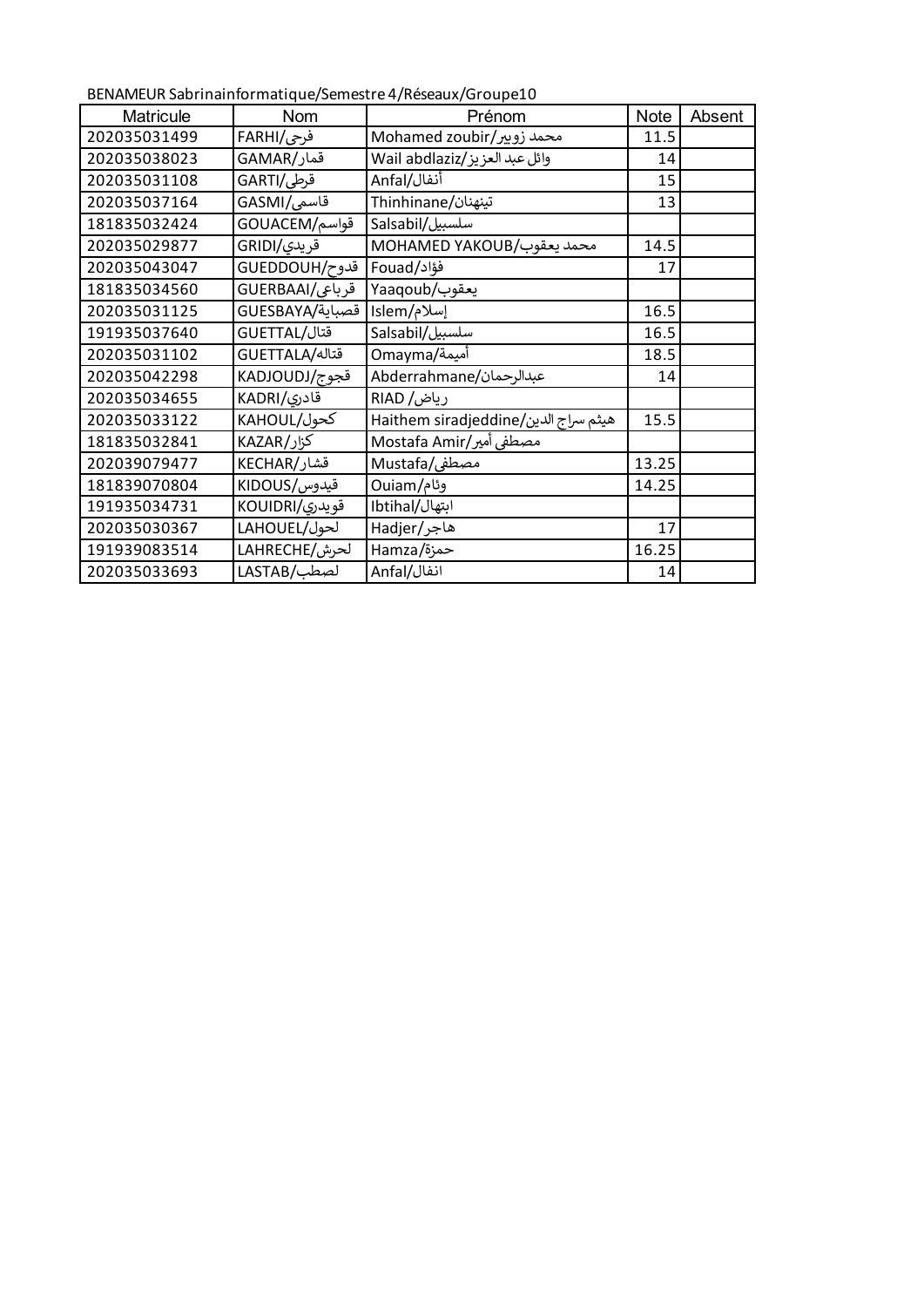BENAMEUR Sabrinainformatique/Semestre 4/Réseaux/Groupe10

| Matricule | Nom | Prénom | Note | Absent |
|---|---|---|---|---|
| 202035031499 | FARHI/فرحي | Mohamed zoubir/محمد زوبير | 11.5 | |
| 202035038023 | GAMAR/قمار | Wail abdlaziz/وائل عبد العزيز | 14 | |
| 202035031108 | GARTI/قرطي | Anfal/أنفال | 15 | |
| 202035037164 | GASMI/قاسمي | Thinhinane/تينهنان | 13 | |
| 181835032424 | GOUACEM/قواسم | Salsabil/سلسبيل | | |
| 202035029877 | GRIDI/قريدي | MOHAMED YAKOUB/محمد يعقوب | 14.5 | |
| 202035043047 | GUEDDOUH/قدوح | Fouad/فؤاد | 17 | |
| 181835034560 | GUERBAAI/قرباعي | Yaaqoub/يعقوب | | |
| 202035031125 | GUESBAYA/قصباية | Islem/إسلام | 16.5 | |
| 191935037640 | GUETTAL/قتال | Salsabil/سلسبيل | 16.5 | |
| 202035031102 | GUETTALA/قتاله | Omayma/أميمة | 18.5 | |
| 202035042298 | KADJOUDJ/قجوج | Abderrahmane/عبدالرحمان | 14 | |
| 202035034655 | KADRI/قادري | RIAD /رياض | | |
| 202035033122 | KAHOUL/كحول | Haithem siradjeddine/هيثم سراج الدين | 15.5 | |
| 181835032841 | KAZAR/كزار | Mostafa Amir/مصطفى أمير | | |
| 202039079477 | KECHAR/قشار | Mustafa/مصطفى | 13.25 | |
| 181839070804 | KIDOUS/قيدوس | Ouiam/وئام | 14.25 | |
| 191935034731 | KOUIDRI/قويدري | Ibtihal/ابتهال | | |
| 202035030367 | LAHOUEL/لحول | Hadjer/هاجر | 17 | |
| 191939083514 | LAHRECHE/لحرش | Hamza/حمزة | 16.25 | |
| 202035033693 | LASTAB/لصطب | Anfal/انفال | 14 | |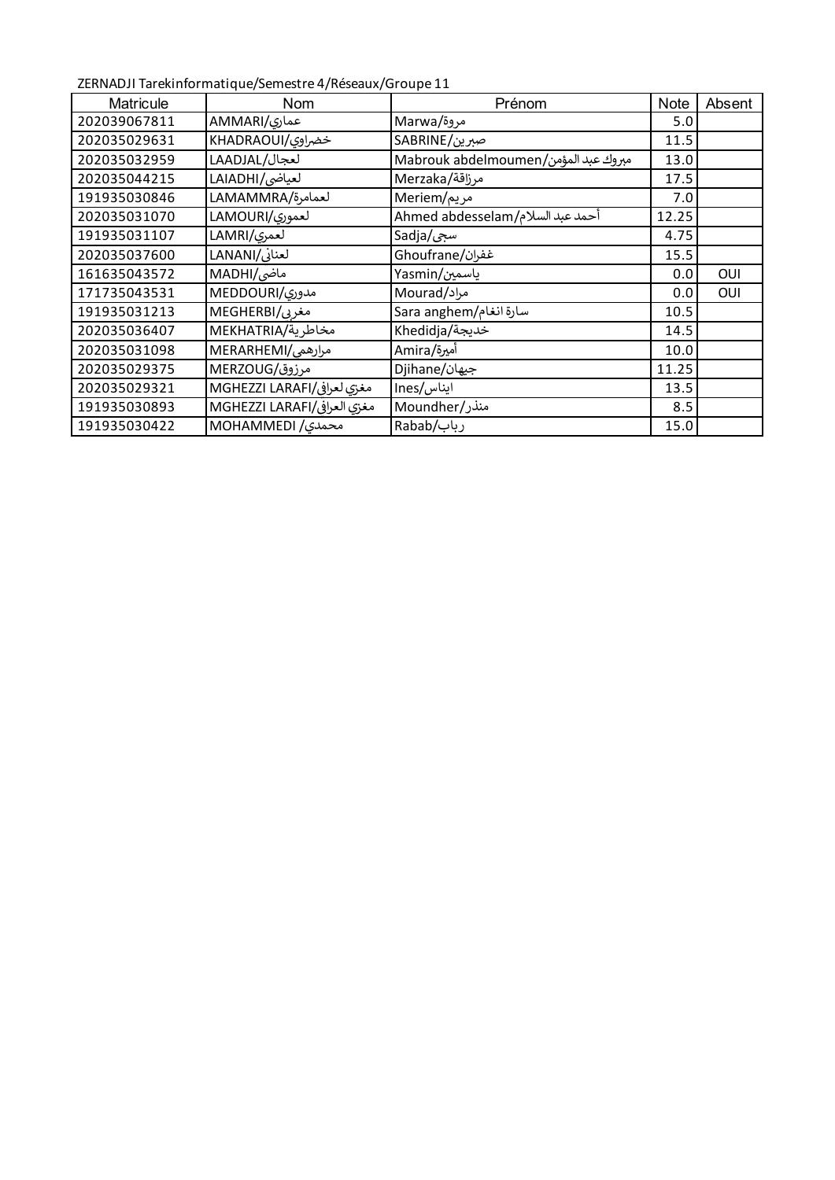ZERNADJI Tarekinformatique/Semestre 4/Réseaux/Groupe 11

| Matricule | Nom | Prénom | Note | Absent |
|---|---|---|---|---|
| 202039067811 | AMMARI/عماري | Marwa/مروة | 5.0 | |
| 202035029631 | KHADRAOUI/خضراوي | SABRINE/صبرين | 11.5 | |
| 202035032959 | LAADJAL/لعجال | Mabrouk abdelmoumen/مبروك عبد المؤمن | 13.0 | |
| 202035044215 | LAIADHI/لعياضي | Merzaka/مرزاقة | 17.5 | |
| 191935030846 | LAMAMMRA/لعمامرة | Meriem/مريم | 7.0 | |
| 202035031070 | LAMOURI/لعموري | Ahmed abdesselam/أحمد عبد السلام | 12.25 | |
| 191935031107 | LAMRI/لعمري | Sadja/سجى | 4.75 | |
| 202035037600 | LANANI/لعناني | Ghoufrane/غفران | 15.5 | |
| 161635043572 | MADHI/ماضي | Yasmin/ياسمين | 0.0 | OUI |
| 171735043531 | MEDDOURI/مدوري | Mourad/مراد | 0.0 | OUI |
| 191935031213 | MEGHERBI/مغربي | Sara anghem/سارة انغام | 10.5 | |
| 202035036407 | MEKHATRIA/مخاطرية | Khedidja/خديجة | 14.5 | |
| 202035031098 | MERARHEMI/مرارهمي | Amira/أميرة | 10.0 | |
| 202035029375 | MERZOUG/مرزوق | Djihane/جيهان | 11.25 | |
| 202035029321 | MGHEZZI LARAFI/مغزي لعرافي | Ines/ايناس | 13.5 | |
| 191935030893 | MGHEZZI LARAFI/مغزي العرافي | Moundher/منذر | 8.5 | |
| 191935030422 | MOHAMMEDI /محمدي | Rabab/رباب | 15.0 | |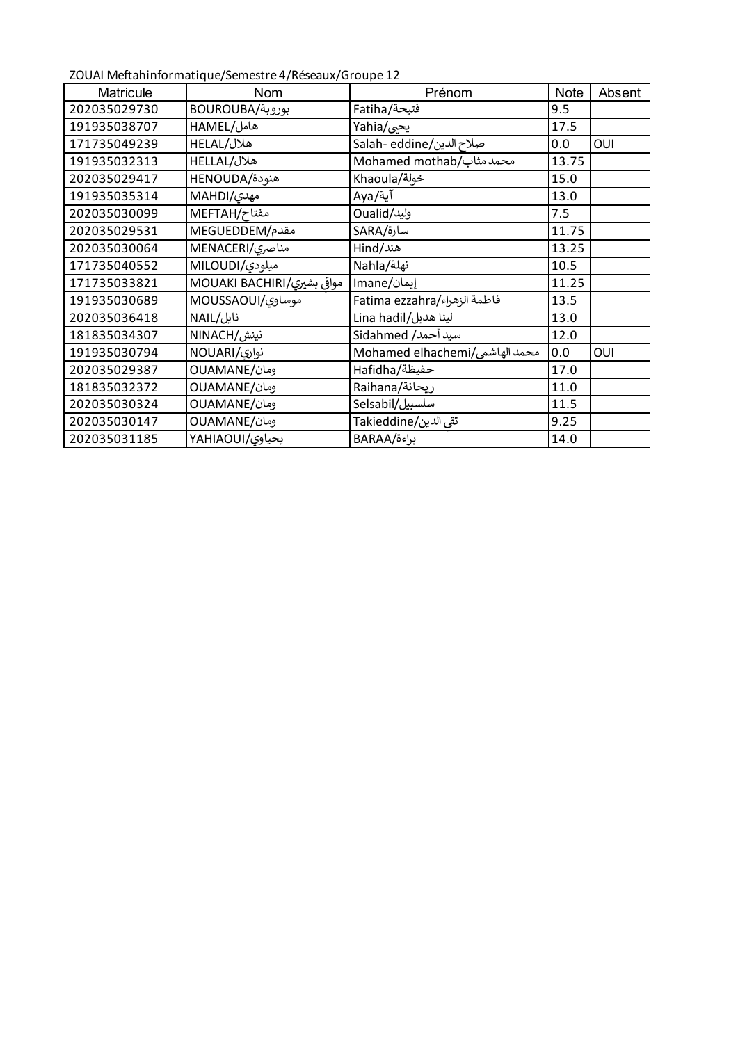ZOUAI Meftahinformatique/Semestre 4/Réseaux/Groupe 12

| Matricule | Nom | Prénom | Note | Absent |
|---|---|---|---|---|
| 202035029730 | BOUROUBA/بوروبة | Fatiha/فتيحة | 9.5 | |
| 191935038707 | HAMEL/هامل | Yahia/يحيى | 17.5 | |
| 171735049239 | HELAL/هلال | Salah- eddine/صلاح الدين | 0.0 | OUI |
| 191935032313 | HELLAL/هلال | Mohamed mothab/محمد مثاب | 13.75 | |
| 202035029417 | HENOUDA/هنودة | Khaoula/خولة | 15.0 | |
| 191935035314 | MAHDI/مهدي | Aya/آية | 13.0 | |
| 202035030099 | MEFTAH/مفتاح | Oualid/وليد | 7.5 | |
| 202035029531 | MEGUEDDEM/مقدم | SARA/سارة | 11.75 | |
| 202035030064 | MENACERI/مناصري | Hind/هند | 13.25 | |
| 171735040552 | MILOUDI/ميلودي | Nahla/نهلة | 10.5 | |
| 171735033821 | MOUAKI BACHIRI/مواقي بشيري | Imane/إيمان | 11.25 | |
| 191935030689 | MOUSSAOUI/موساوي | Fatima ezzahra/فاطمة الزهراء | 13.5 | |
| 202035036418 | NAIL/نايل | Lina hadil/لينا هديل | 13.0 | |
| 181835034307 | NINACH/نينش | Sidahmed /سيد أحمد | 12.0 | |
| 191935030794 | NOUARI/نواري | Mohamed elhachemi/محمد الهاشمي | 0.0 | OUI |
| 202035029387 | OUAMANE/ومان | Hafidha/حفيظة | 17.0 | |
| 181835032372 | OUAMANE/ومان | Raihana/ريحانة | 11.0 | |
| 202035030324 | OUAMANE/ومان | Selsabil/سلسبيل | 11.5 | |
| 202035030147 | OUAMANE/ومان | Takieddine/تقى الدين | 9.25 | |
| 202035031185 | YAHIAOUI/يحياوي | BARAA/براءة | 14.0 | |